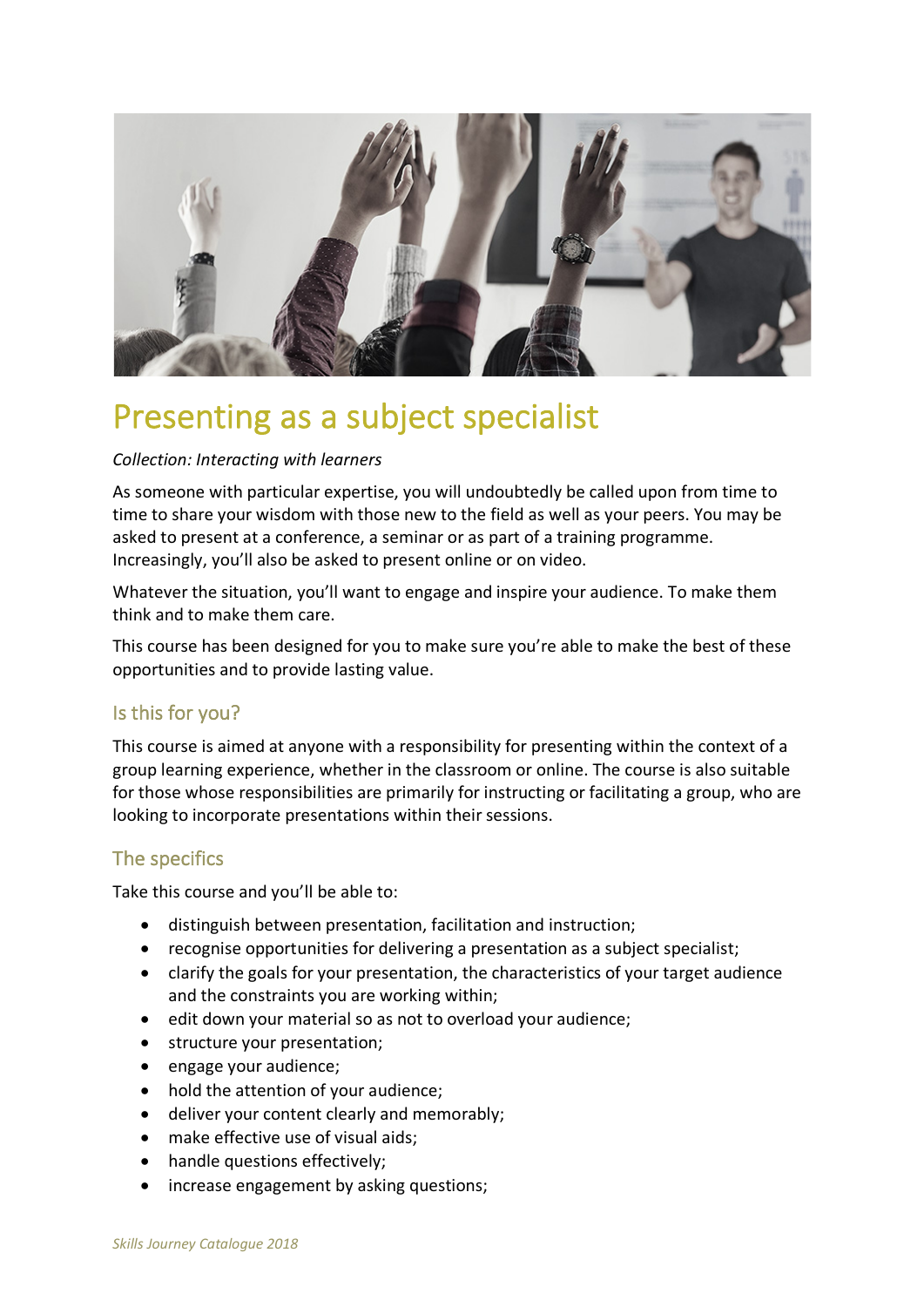# Presenting as a subject specialist

*Collection: Interacting with learners*

As someone with particular expertise, you will undoubtedly be called upon from time to time to share your wisdom with those new to the field as well as your peers. You may be asked to present at a conference, a seminar or as part of a training programme. Increasingly, you'll also be asked to present online or on video.

Whatever the situation, you'll want to engage and inspire your audience. To make them think and to make them care.

This course has been designed for you to make sure you're able to make the best of these opportunities and to provide lasting value.

## Is this for you?

This course is aimed at anyone with a responsibility for presenting within the context of a group learning experience, whether in the classroom or online. The course is also suitable for those whose responsibilities are primarily for instructing or facilitating a group, who are looking to incorporate presentations within their sessions.

## The specifics

Take this course and you'll be able to:

- distinguish between presentation, facilitation and instruction;
- recognise opportunities for delivering a presentation as a subject specialist;
- clarify the goals for your presentation, the characteristics of your target audience and the constraints you are working within;
- edit down your material so as not to overload your audience;
- structure your presentation;
- engage your audience;
- hold the attention of your audience;
- deliver your content clearly and memorably;
- make effective use of visual aids;
- handle questions effectively;
- increase engagement by asking questions;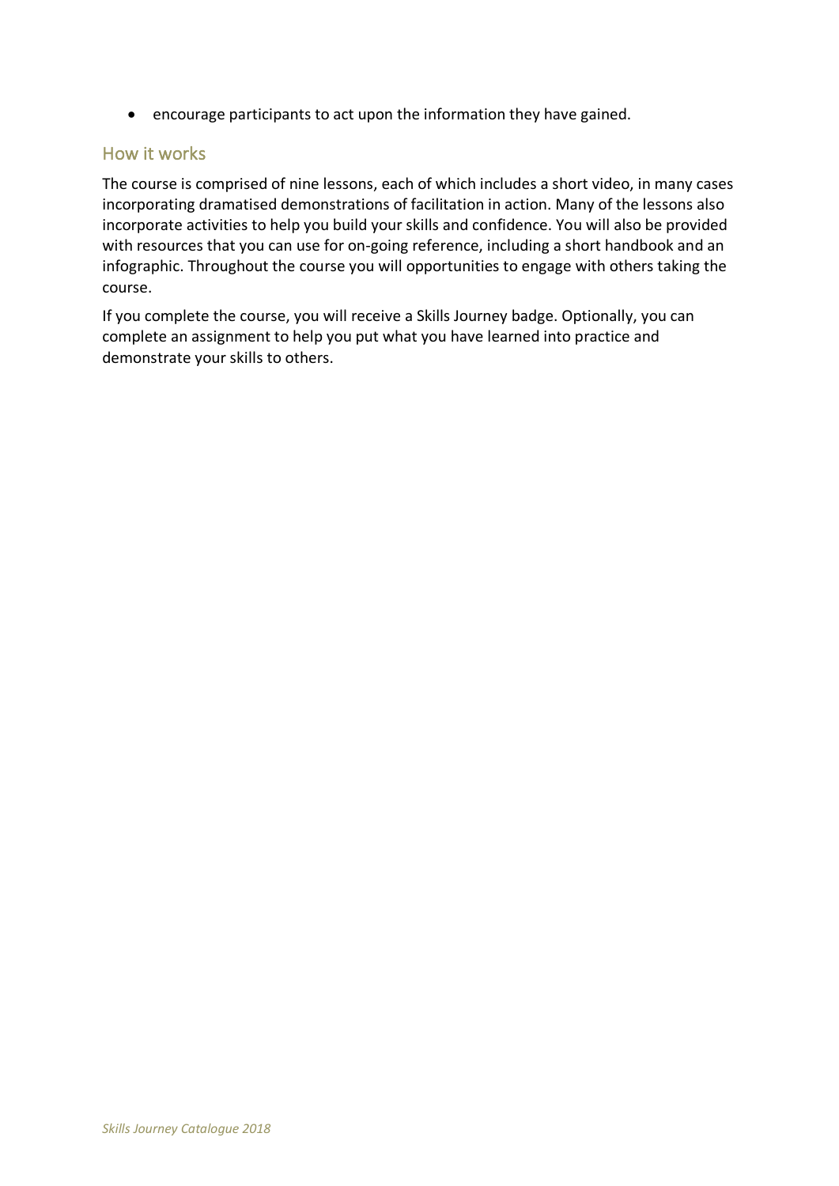- encourage participants to act upon the information they have gained.

## How it works

The course is comprised of nine lessons, each of which includes a short video, in many cases incorporating dramatised demonstrations of facilitation in action. Many of the lessons also incorporate activities to help you build your skills and confidence. You will also be provided with resources that you can use for on-going reference, including a short handbook and an infographic. Throughout the course you will opportunities to engage with others taking the course.

If you complete the course, you will receive a Skills Journey badge. Optionally, you can complete an assignment to help you put what you have learned into practice and demonstrate your skills to others.